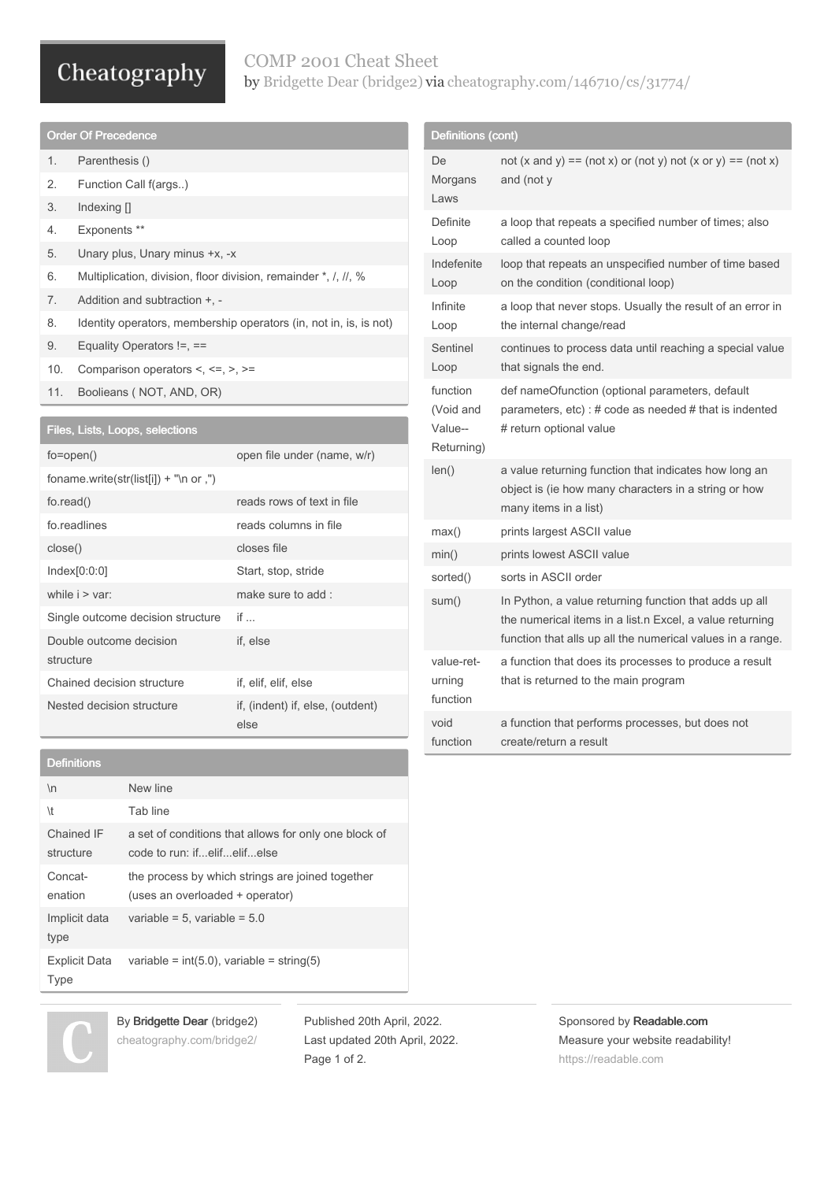# COMP 2001 Cheat Sheet

by Bridgette Dear (bridge2) via cheatography.com/146710/cs/31774/

## Order Of Precedence

| | |
|---|---|
| 1. | Parenthesis () |
| 2. | Function Call f(args..) |
| 3. | Indexing [] |
| 4. | Exponents ** |
| 5. | Unary plus, Unary minus +x, -x |
| 6. | Multiplication, division, floor division, remainder *, /, //, % |
| 7. | Addition and subtraction +, - |
| 8. | Identity operators, membership operators (in, not in, is, is not) |
| 9. | Equality Operators !=, == |
| 10. | Comparison operators <, <=, >, >= |
| 11. | Boolieans ( NOT, AND, OR) |

## Files, Lists, Loops, selections

| | |
|---|---|
| fo=open() | open file under (name, w/r) |
| foname.write(str(list[i]) + "\n or ,") | |
| fo.read() | reads rows of text in file |
| fo.readlines | reads columns in file |
| close() | closes file |
| Index[0:0:0] | Start, stop, stride |
| while i > var: | make sure to add : |
| Single outcome decision structure | if ... |
| Double outcome decision structure | if, else |
| Chained decision structure | if, elif, elif, else |
| Nested decision structure | if, (indent) if, else, (outdent) else |

## Definitions

| | |
|---|---|
| \n | New line |
| \t | Tab line |
| Chained IF structure | a set of conditions that allows for only one block of code to run: if...elif...elif...else |
| Concatenation | the process by which strings are joined together (uses an overloaded + operator) |
| Implicit data type | variable = 5, variable = 5.0 |
| Explicit Data Type | variable = int(5.0), variable = string(5) |

## Definitions (cont)

| | |
|---|---|
| De Morgans Laws | not (x and y) == (not x) or (not y) not (x or y) == (not x) and (not y |
| Definite Loop | a loop that repeats a specified number of times; also called a counted loop |
| Indefenite Loop | loop that repeats an unspecified number of time based on the condition (conditional loop) |
| Infinite Loop | a loop that never stops. Usually the result of an error in the internal change/read |
| Sentinel Loop | continues to process data until reaching a special value that signals the end. |
| function (Void and Value--Returning) | def nameOfunction (optional parameters, default parameters, etc) : # code as needed # that is indented # return optional value |
| len() | a value returning function that indicates how long an object is (ie how many characters in a string or how many items in a list) |
| max() | prints largest ASCII value |
| min() | prints lowest ASCII value |
| sorted() | sorts in ASCII order |
| sum() | In Python, a value returning function that adds up all the numerical items in a list.n Excel, a value returning function that alls up all the numerical values in a range. |
| value-returning function | a function that does its processes to produce a result that is returned to the main program |
| void function | a function that performs processes, but does not create/return a result |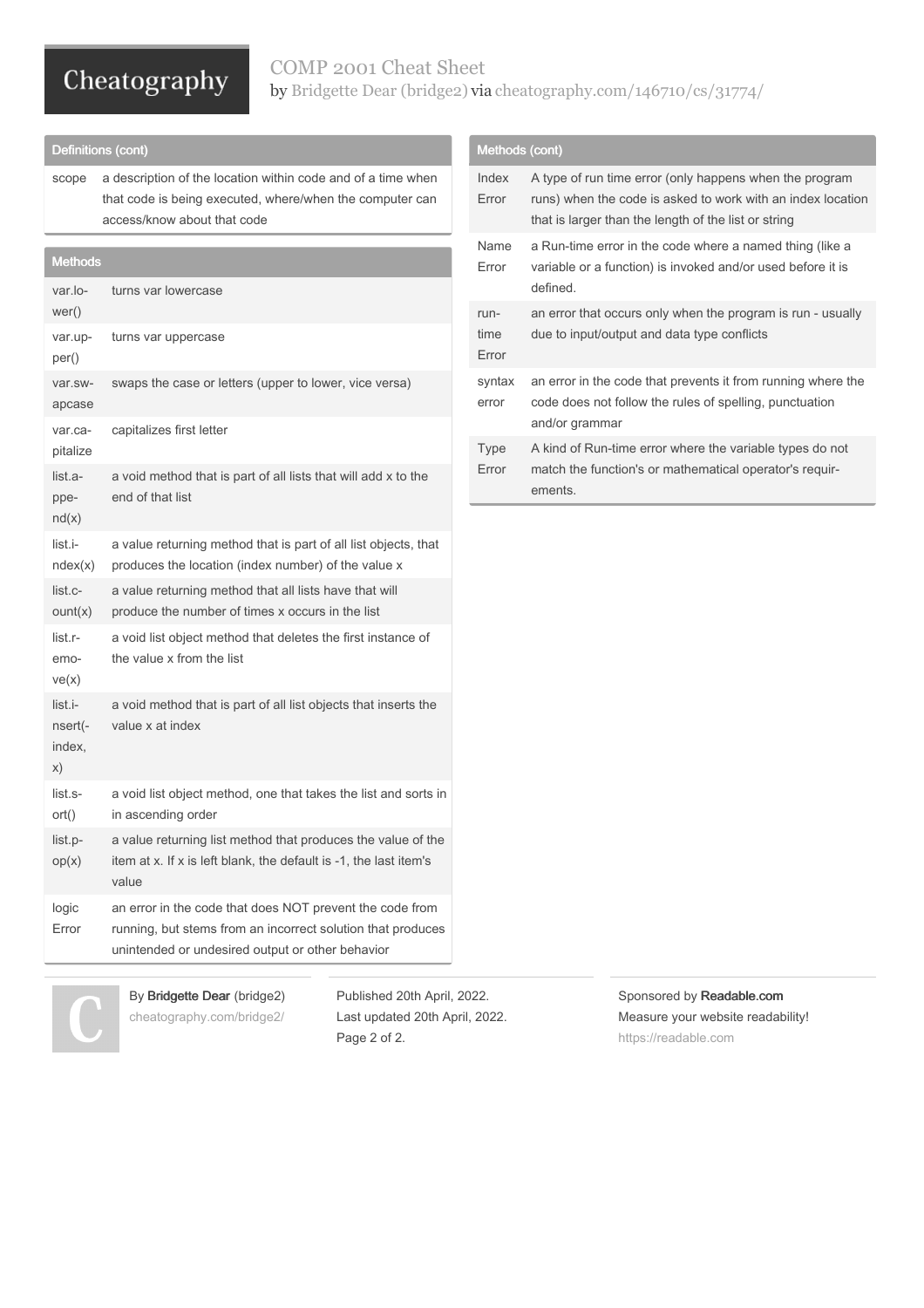## Definitions (cont)

| | |
|---|---|
| scope | a description of the location within code and of a time when that code is being executed, where/when the computer can access/know about that code |

## Methods

| | |
|---|---|
| var.lower() | turns var lowercase |
| var.upper() | turns var uppercase |
| var.swapcase | swaps the case or letters (upper to lower, vice versa) |
| var.capitalize | capitalizes first letter |
| list.append(x) | a void method that is part of all lists that will add x to the end of that list |
| list.index(x) | a value returning method that is part of all list objects, that produces the location (index number) of the value x |
| list.count(x) | a value returning method that all lists have that will produce the number of times x occurs in the list |
| list.remove(x) | a void list object method that deletes the first instance of the value x from the list |
| list.insert(index, x) | a void method that is part of all list objects that inserts the value x at index |
| list.sort() | a void list object method, one that takes the list and sorts in in ascending order |
| list.pop(x) | a value returning list method that produces the value of the item at x. If x is left blank, the default is -1, the last item's value |
| logic Error | an error in the code that does NOT prevent the code from running, but stems from an incorrect solution that produces unintended or undesired output or other behavior |

## Methods (cont)

| | |
|---|---|
| Index Error | A type of run time error (only happens when the program runs) when the code is asked to work with an index location that is larger than the length of the list or string |
| Name Error | a Run-time error in the code where a named thing (like a variable or a function) is invoked and/or used before it is defined. |
| run-time Error | an error that occurs only when the program is run - usually due to input/output and data type conflicts |
| syntax error | an error in the code that prevents it from running where the code does not follow the rules of spelling, punctuation and/or grammar |
| Type Error | A kind of Run-time error where the variable types do not match the function's or mathematical operator's requirements. |